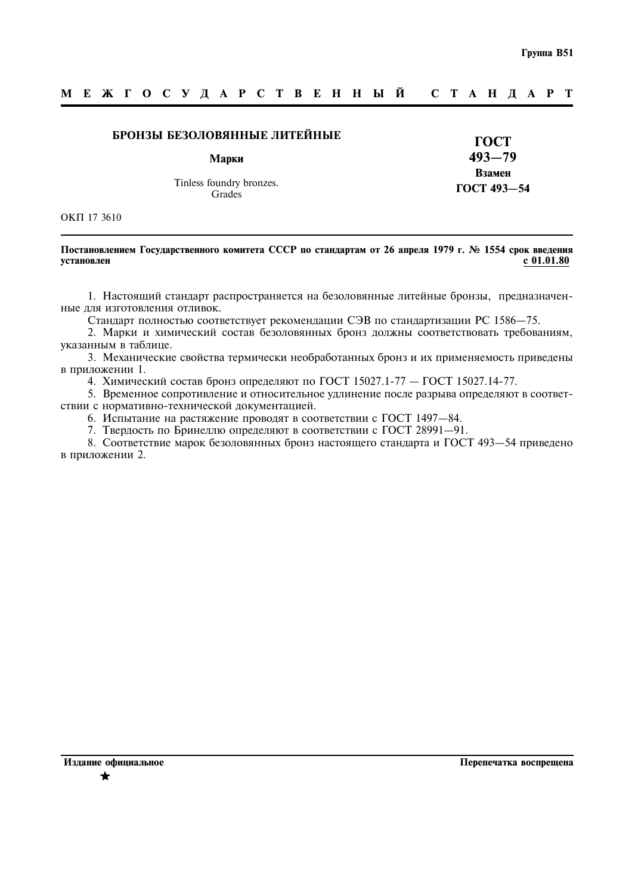Группа В51

**М Е Ж Г О С У Д А Р С Т В Е Н Н Ы Й   С Т А Н Д А Р Т**

# БРОНЗЫ БЕЗОЛОВЯННЫЕ ЛИТЕЙНЫЕ

## Марки

Tinless foundry bronzes.
Grades

**ГОСТ 493—79**

**Взамен ГОСТ 493—54**

ОКП 17 3610

**Постановлением Государственного комитета СССР по стандартам от 26 апреля 1979 г. № 1554 срок введения установлен** **с 01.01.80**

1. Настоящий стандарт распространяется на безоловянные литейные бронзы, предназначенные для изготовления отливок.

Стандарт полностью соответствует рекомендации СЭВ по стандартизации РС 1586—75.

2. Марки и химический состав безоловянных бронз должны соответствовать требованиям, указанным в таблице.

3. Механические свойства термически необработанных бронз и их применяемость приведены в приложении 1.

4. Химический состав бронз определяют по ГОСТ 15027.1-77 — ГОСТ 15027.14-77.

5. Временное сопротивление и относительное удлинение после разрыва определяют в соответствии с нормативно-технической документацией.

6. Испытание на растяжение проводят в соответствии с ГОСТ 1497—84.

7. Твердость по Бринеллю определяют в соответствии с ГОСТ 28991—91.

8. Соответствие марок безоловянных бронз настоящего стандарта и ГОСТ 493—54 приведено в приложении 2.

**Издание официальное** ★

**Перепечатка воспрещена**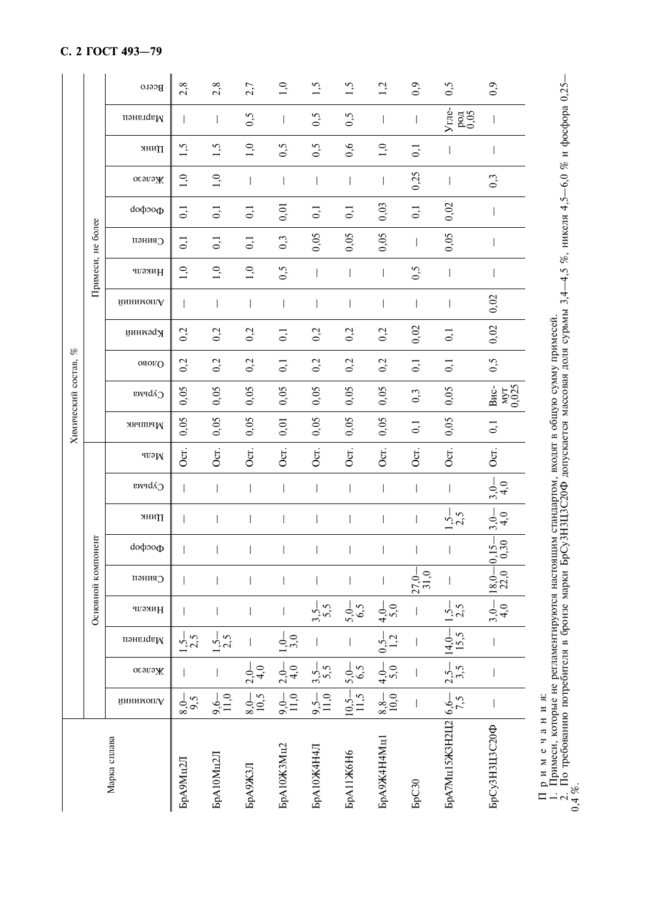| Марка сплава | Химический состав, % | | | | | | | | | | | | | | | | | | | | | |
|---|---|---|---|---|---|---|---|---|---|---|---|---|---|---|---|---|---|---|---|---|---|---|
| | Основной компонент | | | | | | | | | Примеси, не более | | | | | | | | | | | | |
| | Алюминий | Железо | Марганец | Никель | Свинец | Фосфор | Цинк | Сурьма | Медь | Мышьяк | Сурьма | Олово | Кремний | Алюминий | Никель | Свинец | Фосфор | Железо | Цинк | Марганец | Всего |
| БрА9Мц2Л | 8,0—9,5 | — | 1,5—2,5 | — | — | — | — | — | Ост. | 0,05 | 0,05 | 0,2 | 0,2 | — | 1,0 | 0,1 | 0,1 | 1,0 | 1,5 | — | 2,8 |
| БрА10Мц2Л | 9,6—11,0 | — | 1,5—2,5 | — | — | — | — | — | Ост. | 0,05 | 0,05 | 0,2 | 0,2 | — | 1,0 | 0,1 | 0,1 | 1,0 | 1,5 | — | 2,8 |
| БрА9Ж3Л | 8,0—10,5 | 2,0—4,0 | — | — | — | — | — | — | Ост. | 0,05 | 0,05 | 0,2 | 0,2 | — | 1,0 | 0,1 | 0,1 | — | 1,0 | 0,5 | 2,7 |
| БрА10Ж3Мц2 | 9,0—11,0 | 2,0—4,0 | 1,0—3,0 | — | — | — | — | — | Ост. | 0,01 | 0,05 | 0,1 | 0,1 | — | 0,5 | 0,3 | 0,01 | — | 0,5 | — | 1,0 |
| БрА10Ж4Н4Л | 9,5—11,0 | 3,5—5,5 | — | 3,5—5,5 | — | — | — | — | Ост. | 0,05 | 0,05 | 0,2 | 0,2 | — | — | 0,05 | 0,1 | — | 0,5 | 0,5 | 1,5 |
| БрА11Ж6Н6 | 10,5—11,5 | 5,0—6,5 | — | 5,0—6,5 | — | — | — | — | Ост. | 0,05 | 0,05 | 0,2 | 0,2 | — | — | 0,05 | 0,1 | — | 0,6 | 0,5 | 1,5 |
| БрА9Ж4Н4Мц1 | 8,8—10,0 | 4,0—5,0 | 0,5—1,2 | 4,0—5,0 | — | — | — | — | Ост. | 0,05 | 0,05 | 0,2 | 0,2 | — | — | 0,05 | 0,03 | — | 1,0 | — | 1,2 |
| БрС30 | — | — | — | — | 27,0—31,0 | — | — | — | Ост. | 0,1 | 0,3 | 0,1 | 0,02 | — | 0,5 | — | 0,1 | 0,25 | 0,1 | — | 0,9 |
| БрА7Мц15Ж3Н2Ц2 | 6,6—7,5 | 2,5—3,5 | 14,0—15,5 | 1,5—2,5 | — | — | 1,5—2,5 | — | Ост. | 0,05 | 0,05 | 0,1 | 0,1 | — | — | 0,05 | 0,02 | — | — | Углерод 0,05 | 0,5 |
| БрСу3Н3Ц3С20Ф | — | — | — | 3,0—4,0 | 18,0—22,0 | 0,15—0,30 | 3,0—4,0 | 3,0—4,0 | Ост. | 0,1 | Висмут 0,025 | 0,5 | 0,02 | 0,02 | — | — | — | 0,3 | — | — | 0,9 |

Примечания:

1. Примеси, которые не регламентируются настоящим стандартом, входят в общую сумму примесей.
2. По требованию потребителя в бронзе марки БрСу3Н3Ц3С20Ф допускается массовая доля сурьмы 3,4—4,5 %, никеля 4,5—6,0 % и фосфора 0,25—0,4 %.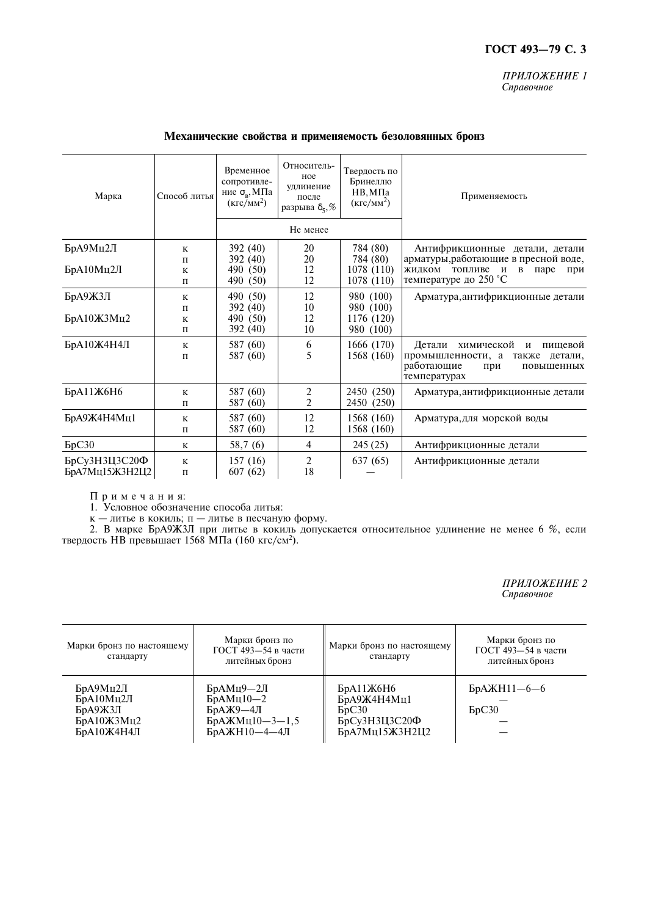*ПРИЛОЖЕНИЕ 1*
*Справочное*

## Механические свойства и применяемость безоловянных бронз

| Марка | Способ литья | Временное сопротивление $\sigma_в$, МПа (кгс/мм²) | Относительное удлинение после разрыва $\delta_5$, % | Твердость по Бринеллю НВ, МПа (кгс/мм²) | Применяемость |
|---|---|---|---|---|---|
| | | Не менее | | | |
| БрА9Мц2Л | к | 392 (40) | 20 | 784 (80) | Антифрикционные детали, детали арматуры, работающие в пресной воде, жидком топливе и в паре при температуре до 250 °С |
| | п | 392 (40) | 20 | 784 (80) | |
| БрА10Мц2Л | к | 490 (50) | 12 | 1078 (110) | |
| | п | 490 (50) | 12 | 1078 (110) | |
| БрА9Ж3Л | к | 490 (50) | 12 | 980 (100) | Арматура, антифрикционные детали |
| | п | 392 (40) | 10 | 980 (100) | |
| БрА10Ж3Мц2 | к | 490 (50) | 12 | 1176 (120) | |
| | п | 392 (40) | 10 | 980 (100) | |
| БрА10Ж4Н4Л | к | 587 (60) | 6 | 1666 (170) | Детали химической и пищевой промышленности, а также детали, работающие при повышенных температурах |
| | п | 587 (60) | 5 | 1568 (160) | |
| БрА11Ж6Н6 | к | 587 (60) | 2 | 2450 (250) | Арматура, антифрикционные детали |
| | п | 587 (60) | 2 | 2450 (250) | |
| БрА9Ж4Н4Мц1 | к | 587 (60) | 12 | 1568 (160) | Арматура, для морской воды |
| | п | 587 (60) | 12 | 1568 (160) | |
| БрС30 | к | 58,7 (6) | 4 | 245 (25) | Антифрикционные детали |
| БрСу3Н3Ц3С20Ф | к | 157 (16) | 2 | 637 (65) | Антифрикционные детали |
| БрА7Мц15Ж3Н2Ц2 | п | 607 (62) | 18 | — | |

Примечания:

1. Условное обозначение способа литья:
к — литье в кокиль; п — литье в песчаную форму.
2. В марке БрА9Ж3Л при литье в кокиль допускается относительное удлинение не менее 6 %, если твердость НВ превышает 1568 МПа (160 кгс/см²).

*ПРИЛОЖЕНИЕ 2*
*Справочное*

| Марки бронз по настоящему стандарту | Марки бронз по ГОСТ 493—54 в части литейных бронз | Марки бронз по настоящему стандарту | Марки бронз по ГОСТ 493—54 в части литейных бронз |
|---|---|---|---|
| БрА9Мц2Л | БрАМц9—2Л | БрА11Ж6Н6 | БрАЖН11—6—6 |
| БрА10Мц2Л | БрАМц10—2 | БрА9Ж4Н4Мц1 | — |
| БрА9Ж3Л | БрАЖ9—4Л | БрС30 | БрС30 |
| БрА10Ж3Мц2 | БрАЖМц10—3—1,5 | БрСу3Н3Ц3С20Ф | — |
| БрА10Ж4Н4Л | БрАЖН10—4—4Л | БрА7Мц15Ж3Н2Ц2 | — |